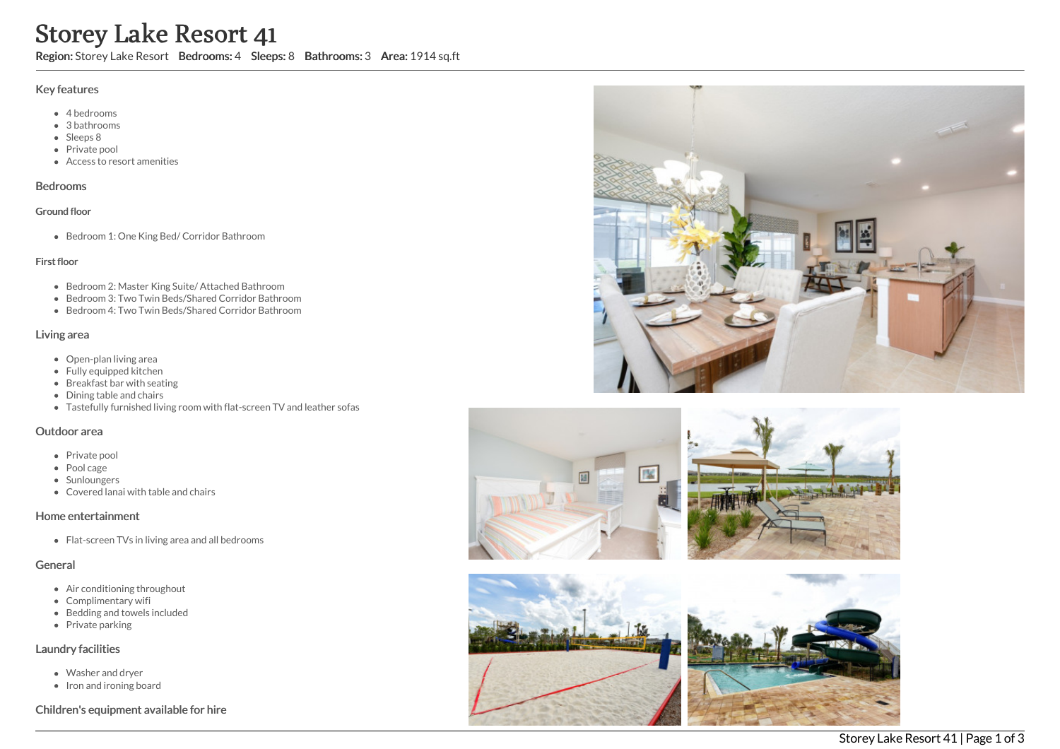# Storey Lake Resort 41

**Region:** Storey Lake Resort **Bedrooms:** 4 **Sleeps:** 8 **Bathrooms:** 3 **Area:** 1914 sq.ft

## Key features

- 4 bedrooms
- 3 bathrooms
- Sleeps 8
- Private pool
- Access to resort amenities

## Bedrooms

### Ground floor

- Bedroom 1: One King Bed/ Corridor Bathroom

### First floor

- Bedroom 2: Master King Suite/ Attached Bathroom
- Bedroom 3: Two Twin Beds/Shared Corridor Bathroom
- Bedroom 4: Two Twin Beds/Shared Corridor Bathroom

## Living area

- Open-plan living area
- Fully equipped kitchen
- Breakfast bar with seating
- Dining table and chairs
- Tastefully furnished living room with flat-screen TV and leather sofas

## Outdoor area

- Private pool
- Pool cage
- Sunloungers
- Covered lanai with table and chairs

## Home entertainment

- Flat-screen TVs in living area and all bedrooms

## General

- Air conditioning throughout
- Complimentary wifi
- Bedding and towels included
- Private parking

## Laundry facilities

- Washer and dryer
- Iron and ironing board

## Children's equipment available for hire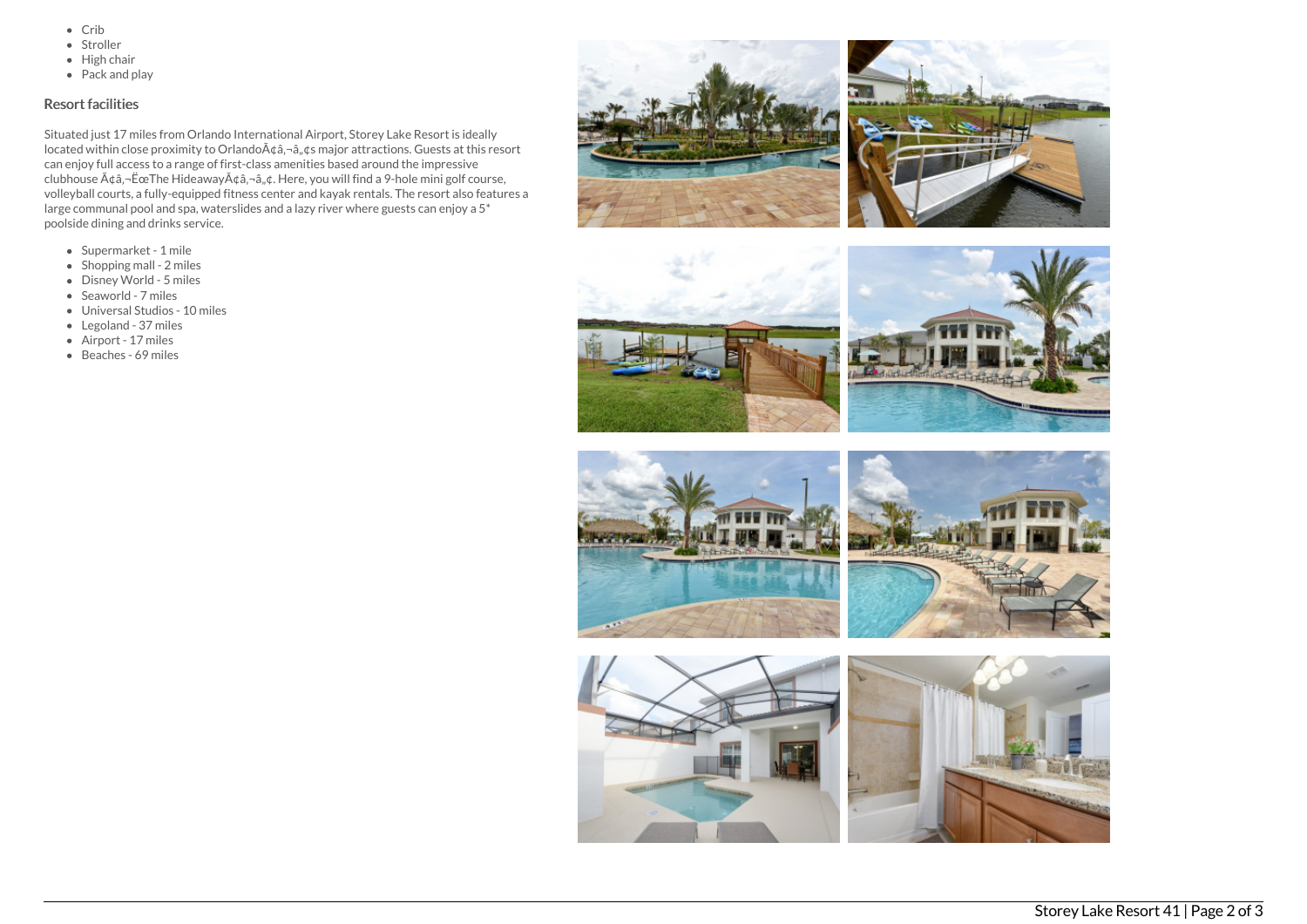- Crib
- Stroller
- High chair
- Pack and play

### Resort facilities

Situated just 17 miles from Orlando International Airport, Storey Lake Resort is ideally located within close proximity to OrlandoÃ¢â‚¬â„¢s major attractions. Guests at this resort can enjoy full access to a range of first-class amenities based around the impressive clubhouse Ã¢â‚¬ËœThe HideawayÃ¢â‚¬â„¢. Here, you will find a 9-hole mini golf course, volleyball courts, a fully-equipped fitness center and kayak rentals. The resort also features a large communal pool and spa, waterslides and a lazy river where guests can enjoy a 5* poolside dining and drinks service.

- Supermarket - 1 mile
- Shopping mall - 2 miles
- Disney World - 5 miles
- Seaworld - 7 miles
- Universal Studios - 10 miles
- Legoland - 37 miles
- Airport - 17 miles
- Beaches - 69 miles